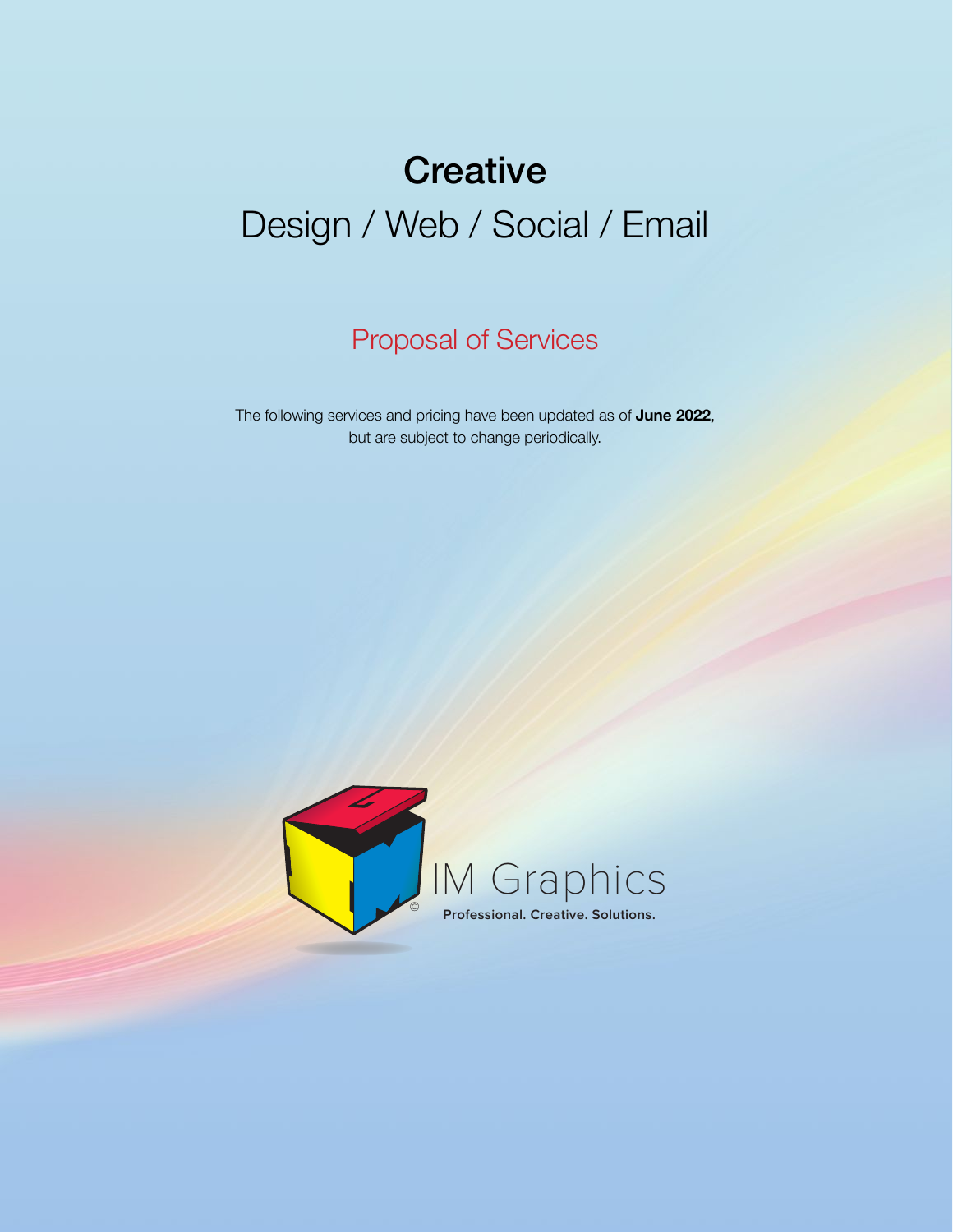# Creative

## Design / Web / Social / Email

### Proposal of Services

The following services and pricing have been updated as of **June 2022**, but are subject to change periodically.

IM Graphics

**Professional. Creative. Solutions.**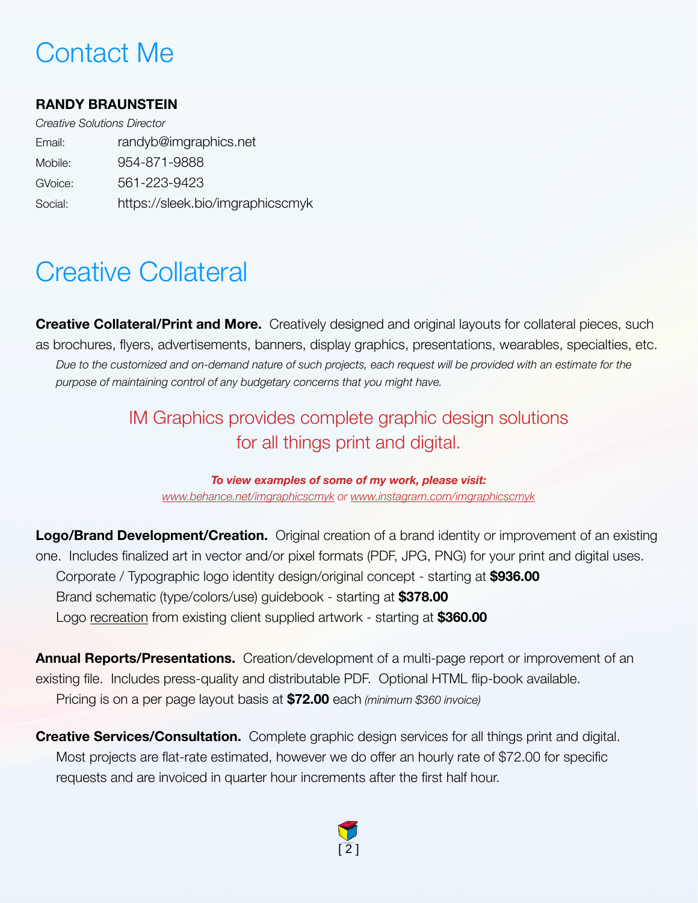# Contact Me

**RANDY BRAUNSTEIN**

*Creative Solutions Director*

| | |
|---|---|
| Email: | randyb@imgraphics.net |
| Mobile: | 954-871-9888 |
| GVoice: | 561-223-9423 |
| Social: | https://sleek.bio/imgraphicscmyk |

# Creative Collateral

**Creative Collateral/Print and More.** Creatively designed and original layouts for collateral pieces, such as brochures, flyers, advertisements, banners, display graphics, presentations, wearables, specialties, etc.

*Due to the customized and on-demand nature of such projects, each request will be provided with an estimate for the purpose of maintaining control of any budgetary concerns that you might have.*

IM Graphics provides complete graphic design solutions for all things print and digital.

***To view examples of some of my work, please visit:***

*www.behance.net/imgraphicscmyk or www.instagram.com/imgraphicscmyk*

**Logo/Brand Development/Creation.** Original creation of a brand identity or improvement of an existing one. Includes finalized art in vector and/or pixel formats (PDF, JPG, PNG) for your print and digital uses.

Corporate / Typographic logo identity design/original concept - starting at **$936.00**

Brand schematic (type/colors/use) guidebook - starting at **$378.00**

Logo recreation from existing client supplied artwork - starting at **$360.00**

**Annual Reports/Presentations.** Creation/development of a multi-page report or improvement of an existing file. Includes press-quality and distributable PDF. Optional HTML flip-book available.

Pricing is on a per page layout basis at **$72.00** each *(minimum $360 invoice)*

**Creative Services/Consultation.** Complete graphic design services for all things print and digital. Most projects are flat-rate estimated, however we do offer an hourly rate of $72.00 for specific requests and are invoiced in quarter hour increments after the first half hour.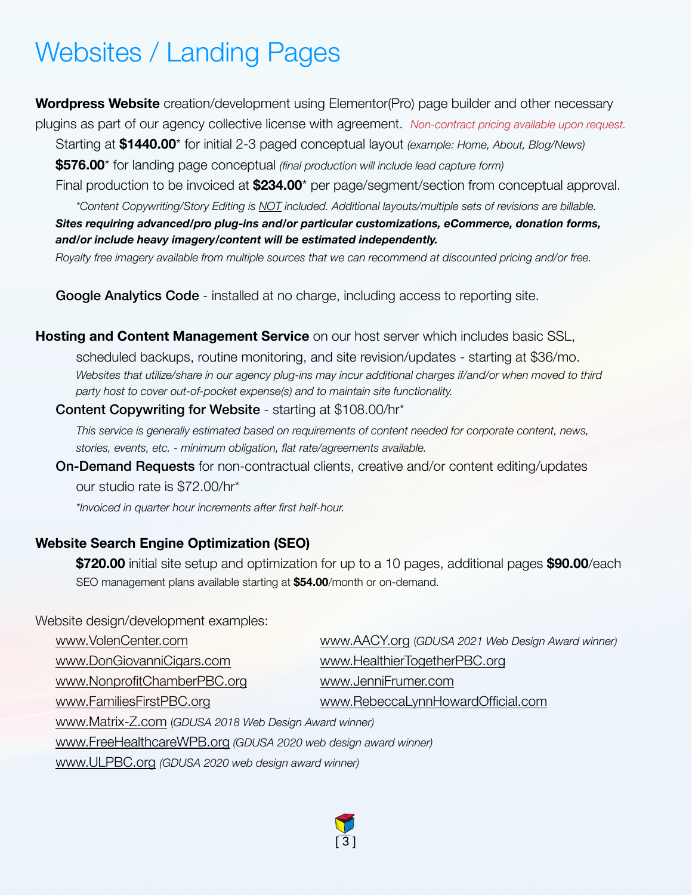# Websites / Landing Pages

**Wordpress Website** creation/development using Elementor(Pro) page builder and other necessary plugins as part of our agency collective license with agreement. *Non-contract pricing available upon request.*

Starting at **$1440.00*** for initial 2-3 paged conceptual layout *(example: Home, About, Blog/News)*

**$576.00*** for landing page conceptual *(final production will include lead capture form)*

Final production to be invoiced at **$234.00*** per page/segment/section from conceptual approval.

*\*Content Copywriting/Story Editing is NOT included. Additional layouts/multiple sets of revisions are billable.*

***Sites requiring advanced/pro plug-ins and/or particular customizations, eCommerce, donation forms, and/or include heavy imagery/content will be estimated independently.***

*Royalty free imagery available from multiple sources that we can recommend at discounted pricing and/or free.*

**Google Analytics Code** - installed at no charge, including access to reporting site.

**Hosting and Content Management Service** on our host server which includes basic SSL, scheduled backups, routine monitoring, and site revision/updates - starting at $36/mo.

*Websites that utilize/share in our agency plug-ins may incur additional charges if/and/or when moved to third party host to cover out-of-pocket expense(s) and to maintain site functionality.*

**Content Copywriting for Website** - starting at $108.00/hr*

*This service is generally estimated based on requirements of content needed for corporate content, news, stories, events, etc. - minimum obligation, flat rate/agreements available.*

**On-Demand Requests** for non-contractual clients, creative and/or content editing/updates our studio rate is $72.00/hr*

*\*Invoiced in quarter hour increments after first half-hour.*

**Website Search Engine Optimization (SEO)**

**$720.00** initial site setup and optimization for up to a 10 pages, additional pages **$90.00**/each

SEO management plans available starting at **$54.00**/month or on-demand.

Website design/development examples:

- www.VolenCenter.com
- www.DonGiovanniCigars.com
- www.NonprofitChamberPBC.org
- www.FamiliesFirstPBC.org
- www.AACY.org *(GDUSA 2021 Web Design Award winner)*
- www.HealthierTogetherPBC.org
- www.JenniFrumer.com
- www.RebeccaLynnHowardOfficial.com
- www.Matrix-Z.com *(GDUSA 2018 Web Design Award winner)*
- www.FreeHealthcareWPB.org *(GDUSA 2020 web design award winner)*
- www.ULPBC.org *(GDUSA 2020 web design award winner)*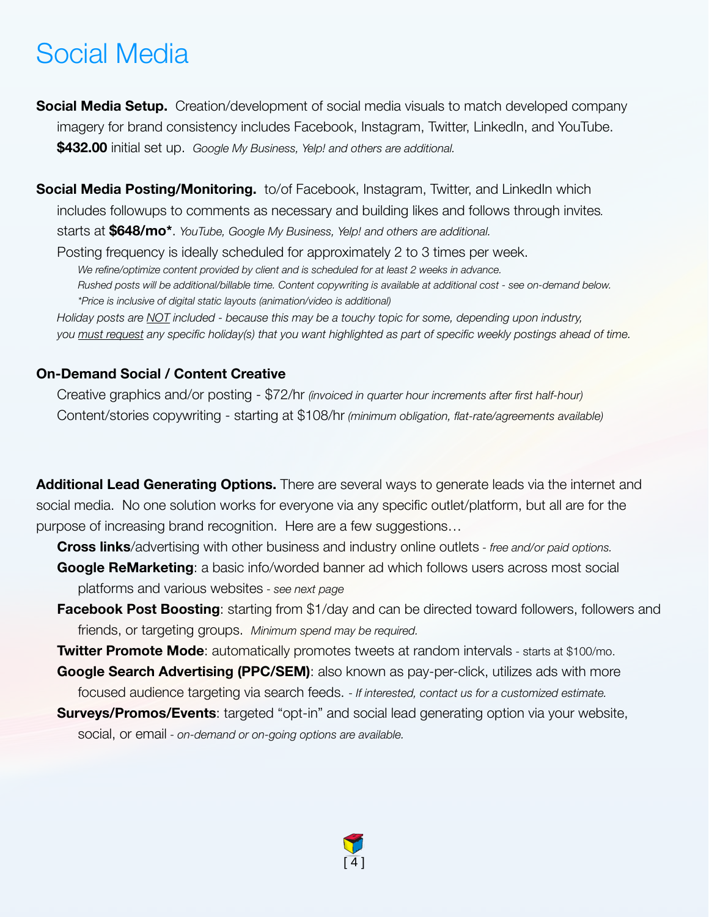# Social Media

**Social Media Setup.** Creation/development of social media visuals to match developed company imagery for brand consistency includes Facebook, Instagram, Twitter, LinkedIn, and YouTube. **$432.00** initial set up. *Google My Business, Yelp! and others are additional.*

**Social Media Posting/Monitoring.** to/of Facebook, Instagram, Twitter, and LinkedIn which includes followups to comments as necessary and building likes and follows through invites. starts at **$648/mo***. *YouTube, Google My Business, Yelp! and others are additional.*

Posting frequency is ideally scheduled for approximately 2 to 3 times per week.

*We refine/optimize content provided by client and is scheduled for at least 2 weeks in advance.*
*Rushed posts will be additional/billable time. Content copywriting is available at additional cost - see on-demand below.*
*\*Price is inclusive of digital static layouts (animation/video is additional)*

*Holiday posts are NOT included - because this may be a touchy topic for some, depending upon industry, you must request any specific holiday(s) that you want highlighted as part of specific weekly postings ahead of time.*

### On-Demand Social / Content Creative

Creative graphics and/or posting - $72/hr *(invoiced in quarter hour increments after first half-hour)*
Content/stories copywriting - starting at $108/hr *(minimum obligation, flat-rate/agreements available)*

**Additional Lead Generating Options.** There are several ways to generate leads via the internet and social media. No one solution works for everyone via any specific outlet/platform, but all are for the purpose of increasing brand recognition. Here are a few suggestions…

- **Cross links**/advertising with other business and industry online outlets - *free and/or paid options.*
- **Google ReMarketing**: a basic info/worded banner ad which follows users across most social platforms and various websites - *see next page*
- **Facebook Post Boosting**: starting from $1/day and can be directed toward followers, followers and friends, or targeting groups. *Minimum spend may be required.*
- **Twitter Promote Mode**: automatically promotes tweets at random intervals - starts at $100/mo.
- **Google Search Advertising (PPC/SEM)**: also known as pay-per-click, utilizes ads with more focused audience targeting via search feeds. - *If interested, contact us for a customized estimate.*
- **Surveys/Promos/Events**: targeted "opt-in" and social lead generating option via your website, social, or email - *on-demand or on-going options are available.*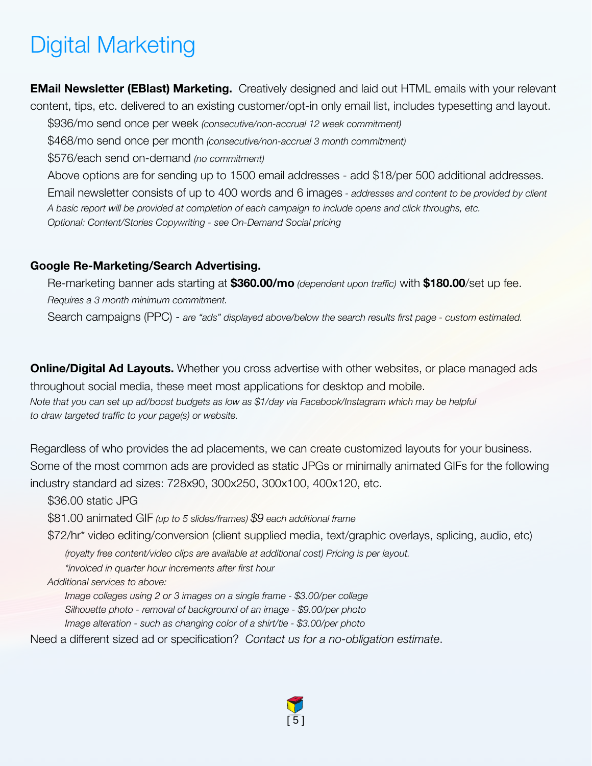# Digital Marketing

**EMail Newsletter (EBlast) Marketing.** Creatively designed and laid out HTML emails with your relevant content, tips, etc. delivered to an existing customer/opt-in only email list, includes typesetting and layout.

$936/mo send once per week *(consecutive/non-accrual 12 week commitment)*

$468/mo send once per month *(consecutive/non-accrual 3 month commitment)*

$576/each send on-demand *(no commitment)*

Above options are for sending up to 1500 email addresses - add $18/per 500 additional addresses.

Email newsletter consists of up to 400 words and 6 images *- addresses and content to be provided by client*

*A basic report will be provided at completion of each campaign to include opens and click throughs, etc.*

*Optional: Content/Stories Copywriting - see On-Demand Social pricing*

**Google Re-Marketing/Search Advertising.**

Re-marketing banner ads starting at **$360.00/mo** *(dependent upon traffic)* with **$180.00**/set up fee.

*Requires a 3 month minimum commitment.*

Search campaigns (PPC) - *are "ads" displayed above/below the search results first page - custom estimated.*

**Online/Digital Ad Layouts.** Whether you cross advertise with other websites, or place managed ads throughout social media, these meet most applications for desktop and mobile.

*Note that you can set up ad/boost budgets as low as $1/day via Facebook/Instagram which may be helpful to draw targeted traffic to your page(s) or website.*

Regardless of who provides the ad placements, we can create customized layouts for your business. Some of the most common ads are provided as static JPGs or minimally animated GIFs for the following industry standard ad sizes: 728x90, 300x250, 300x100, 400x120, etc.

$36.00 static JPG

$81.00 animated GIF *(up to 5 slides/frames) $9 each additional frame*

$72/hr* video editing/conversion (client supplied media, text/graphic overlays, splicing, audio, etc)

*(royalty free content/video clips are available at additional cost) Pricing is per layout.*

*\*invoiced in quarter hour increments after first hour*

*Additional services to above:*

*Image collages using 2 or 3 images on a single frame - $3.00/per collage*

*Silhouette photo - removal of background of an image - $9.00/per photo*

*Image alteration - such as changing color of a shirt/tie - $3.00/per photo*

Need a different sized ad or specification? *Contact us for a no-obligation estimate*.